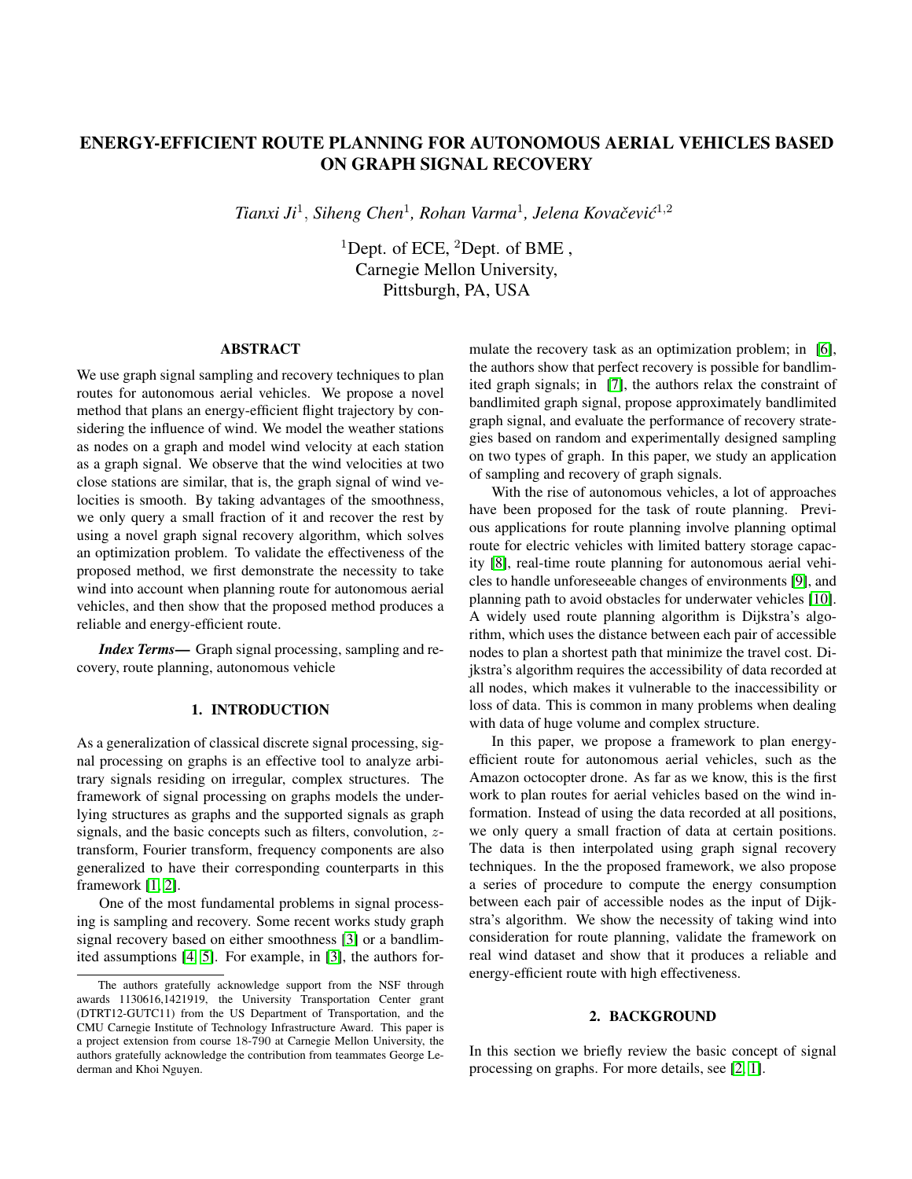# ENERGY-EFFICIENT ROUTE PLANNING FOR AUTONOMOUS AERIAL VEHICLES BASED ON GRAPH SIGNAL RECOVERY

*Tianxi Ji*[1], *Siheng Chen*[1], *Rohan Varma*[1], *Jelena Kovačević*[1,2]

[1]Dept. of ECE, [2]Dept. of BME ,
Carnegie Mellon University,
Pittsburgh, PA, USA

## ABSTRACT

We use graph signal sampling and recovery techniques to plan routes for autonomous aerial vehicles. We propose a novel method that plans an energy-efficient flight trajectory by considering the influence of wind. We model the weather stations as nodes on a graph and model wind velocity at each station as a graph signal. We observe that the wind velocities at two close stations are similar, that is, the graph signal of wind velocities is smooth. By taking advantages of the smoothness, we only query a small fraction of it and recover the rest by using a novel graph signal recovery algorithm, which solves an optimization problem. To validate the effectiveness of the proposed method, we first demonstrate the necessity to take wind into account when planning route for autonomous aerial vehicles, and then show that the proposed method produces a reliable and energy-efficient route.

***Index Terms*—** Graph signal processing, sampling and recovery, route planning, autonomous vehicle

## 1. INTRODUCTION

As a generalization of classical discrete signal processing, signal processing on graphs is an effective tool to analyze arbitrary signals residing on irregular, complex structures. The framework of signal processing on graphs models the underlying structures as graphs and the supported signals as graph signals, and the basic concepts such as filters, convolution, $z$-transform, Fourier transform, frequency components are also generalized to have their corresponding counterparts in this framework [1, 2].

One of the most fundamental problems in signal processing is sampling and recovery. Some recent works study graph signal recovery based on either smoothness [3] or a bandlimited assumptions [4, 5]. For example, in [3], the authors formulate the recovery task as an optimization problem; in [6], the authors show that perfect recovery is possible for bandlimited graph signals; in [7], the authors relax the constraint of bandlimited graph signal, propose approximately bandlimited graph signal, and evaluate the performance of recovery strategies based on random and experimentally designed sampling on two types of graph. In this paper, we study an application of sampling and recovery of graph signals.

With the rise of autonomous vehicles, a lot of approaches have been proposed for the task of route planning. Previous applications for route planning involve planning optimal route for electric vehicles with limited battery storage capacity [8], real-time route planning for autonomous aerial vehicles to handle unforeseeable changes of environments [9], and planning path to avoid obstacles for underwater vehicles [10]. A widely used route planning algorithm is Dijkstra's algorithm, which uses the distance between each pair of accessible nodes to plan a shortest path that minimize the travel cost. Dijkstra's algorithm requires the accessibility of data recorded at all nodes, which makes it vulnerable to the inaccessibility or loss of data. This is common in many problems when dealing with data of huge volume and complex structure.

In this paper, we propose a framework to plan energy-efficient route for autonomous aerial vehicles, such as the Amazon octocopter drone. As far as we know, this is the first work to plan routes for aerial vehicles based on the wind information. Instead of using the data recorded at all positions, we only query a small fraction of data at certain positions. The data is then interpolated using graph signal recovery techniques. In the the proposed framework, we also propose a series of procedure to compute the energy consumption between each pair of accessible nodes as the input of Dijkstra's algorithm. We show the necessity of taking wind into consideration for route planning, validate the framework on real wind dataset and show that it produces a reliable and energy-efficient route with high effectiveness.

## 2. BACKGROUND

In this section we briefly review the basic concept of signal processing on graphs. For more details, see [2, 1].

---

The authors gratefully acknowledge support from the NSF through awards 1130616,1421919, the University Transportation Center grant (DTRT12-GUTC11) from the US Department of Transportation, and the CMU Carnegie Institute of Technology Infrastructure Award. This paper is a project extension from course 18-790 at Carnegie Mellon University, the authors gratefully acknowledge the contribution from teammates George Lederman and Khoi Nguyen.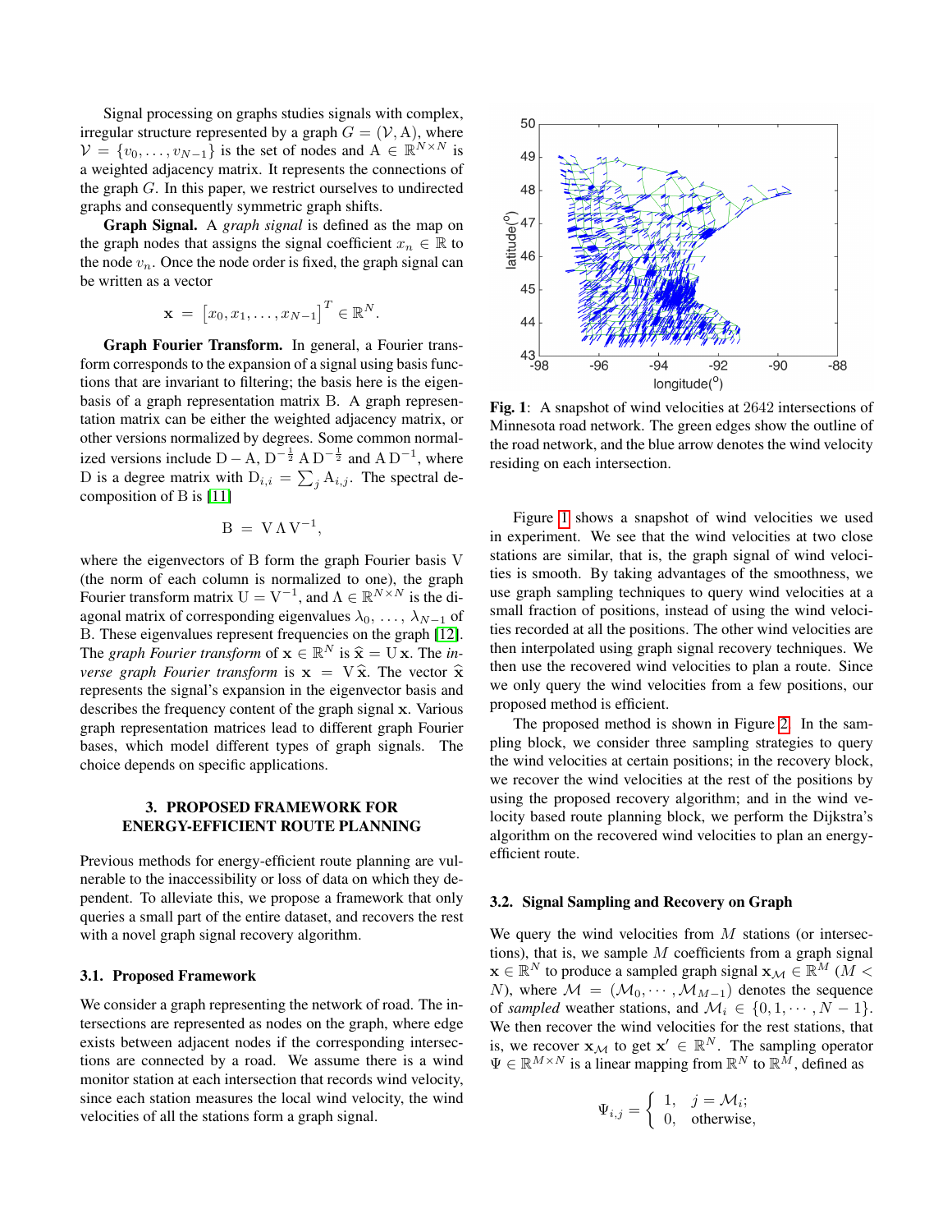Signal processing on graphs studies signals with complex, irregular structure represented by a graph $G = (\mathcal{V}, \mathrm{A})$, where $\mathcal{V} = \{v_0, \ldots, v_{N-1}\}$ is the set of nodes and $\mathrm{A} \in \mathbb{R}^{N \times N}$ is a weighted adjacency matrix. It represents the connections of the graph $G$. In this paper, we restrict ourselves to undirected graphs and consequently symmetric graph shifts.

**Graph Signal.** A *graph signal* is defined as the map on the graph nodes that assigns the signal coefficient $x_n \in \mathbb{R}$ to the node $v_n$. Once the node order is fixed, the graph signal can be written as a vector

$$\mathbf{x} = \left[x_0, x_1, \ldots, x_{N-1}\right]^T \in \mathbb{R}^N.$$

**Graph Fourier Transform.** In general, a Fourier transform corresponds to the expansion of a signal using basis functions that are invariant to filtering; the basis here is the eigenbasis of a graph representation matrix B. A graph representation matrix can be either the weighted adjacency matrix, or other versions normalized by degrees. Some common normalized versions include $\mathrm{D} - \mathrm{A}$, $\mathrm{D}^{-\frac{1}{2}} \mathrm{A} \, \mathrm{D}^{-\frac{1}{2}}$ and $\mathrm{A} \, \mathrm{D}^{-1}$, where D is a degree matrix with $\mathrm{D}_{i,i} = \sum_j \mathrm{A}_{i,j}$. The spectral decomposition of B is [11]

$$\mathrm{B} = \mathrm{V} \Lambda \mathrm{V}^{-1},$$

where the eigenvectors of B form the graph Fourier basis V (the norm of each column is normalized to one), the graph Fourier transform matrix $\mathrm{U} = \mathrm{V}^{-1}$, and $\Lambda \in \mathbb{R}^{N \times N}$ is the diagonal matrix of corresponding eigenvalues $\lambda_0, \ldots, \lambda_{N-1}$ of B. These eigenvalues represent frequencies on the graph [12]. The *graph Fourier transform* of $\mathbf{x} \in \mathbb{R}^N$ is $\widehat{\mathbf{x}} = \mathrm{U} \, \mathbf{x}$. The *inverse graph Fourier transform* is $\mathbf{x} = \mathrm{V} \, \widehat{\mathbf{x}}$. The vector $\widehat{\mathbf{x}}$ represents the signal's expansion in the eigenvector basis and describes the frequency content of the graph signal $\mathbf{x}$. Various graph representation matrices lead to different graph Fourier bases, which model different types of graph signals. The choice depends on specific applications.

## 3. PROPOSED FRAMEWORK FOR ENERGY-EFFICIENT ROUTE PLANNING

Previous methods for energy-efficient route planning are vulnerable to the inaccessibility or loss of data on which they depend. To alleviate this, we propose a framework that only queries a small part of the entire dataset, and recovers the rest with a novel graph signal recovery algorithm.

### 3.1. Proposed Framework

We consider a graph representing the network of road. The intersections are represented as nodes on the graph, where edge exists between adjacent nodes if the corresponding intersections are connected by a road. We assume there is a wind monitor station at each intersection that records wind velocity, since each station measures the local wind velocity, the wind velocities of all the stations form a graph signal.

**Fig. 1**: A snapshot of wind velocities at 2642 intersections of Minnesota road network. The green edges show the outline of the road network, and the blue arrow denotes the wind velocity residing on each intersection.

Figure 1 shows a snapshot of wind velocities we used in experiment. We see that the wind velocities at two close stations are similar, that is, the graph signal of wind velocities is smooth. By taking advantages of the smoothness, we use graph sampling techniques to query wind velocities at a small fraction of positions, instead of using the wind velocities recorded at all the positions. The other wind velocities are then interpolated using graph signal recovery techniques. We then use the recovered wind velocities to plan a route. Since we only query the wind velocities from a few positions, our proposed method is efficient.

The proposed method is shown in Figure 2. In the sampling block, we consider three sampling strategies to query the wind velocities at certain positions; in the recovery block, we recover the wind velocities at the rest of the positions by using the proposed recovery algorithm; and in the wind velocity based route planning block, we perform the Dijkstra's algorithm on the recovered wind velocities to plan an energy-efficient route.

### 3.2. Signal Sampling and Recovery on Graph

We query the wind velocities from $M$ stations (or intersections), that is, we sample $M$ coefficients from a graph signal $\mathbf{x} \in \mathbb{R}^N$ to produce a sampled graph signal $\mathbf{x}_{\mathcal{M}} \in \mathbb{R}^M$ ($M < N$), where $\mathcal{M} = (\mathcal{M}_0, \cdots, \mathcal{M}_{M-1})$ denotes the sequence of *sampled* weather stations, and $\mathcal{M}_i \in \{0, 1, \cdots, N-1\}$. We then recover the wind velocities for the rest stations, that is, we recover $\mathbf{x}_{\mathcal{M}}$ to get $\mathbf{x}' \in \mathbb{R}^N$. The sampling operator $\Psi \in \mathbb{R}^{M \times N}$ is a linear mapping from $\mathbb{R}^N$ to $\mathbb{R}^M$, defined as

$$\Psi_{i,j} = \begin{cases} 1, & j = \mathcal{M}_i; \\ 0, & \text{otherwise}, \end{cases}$$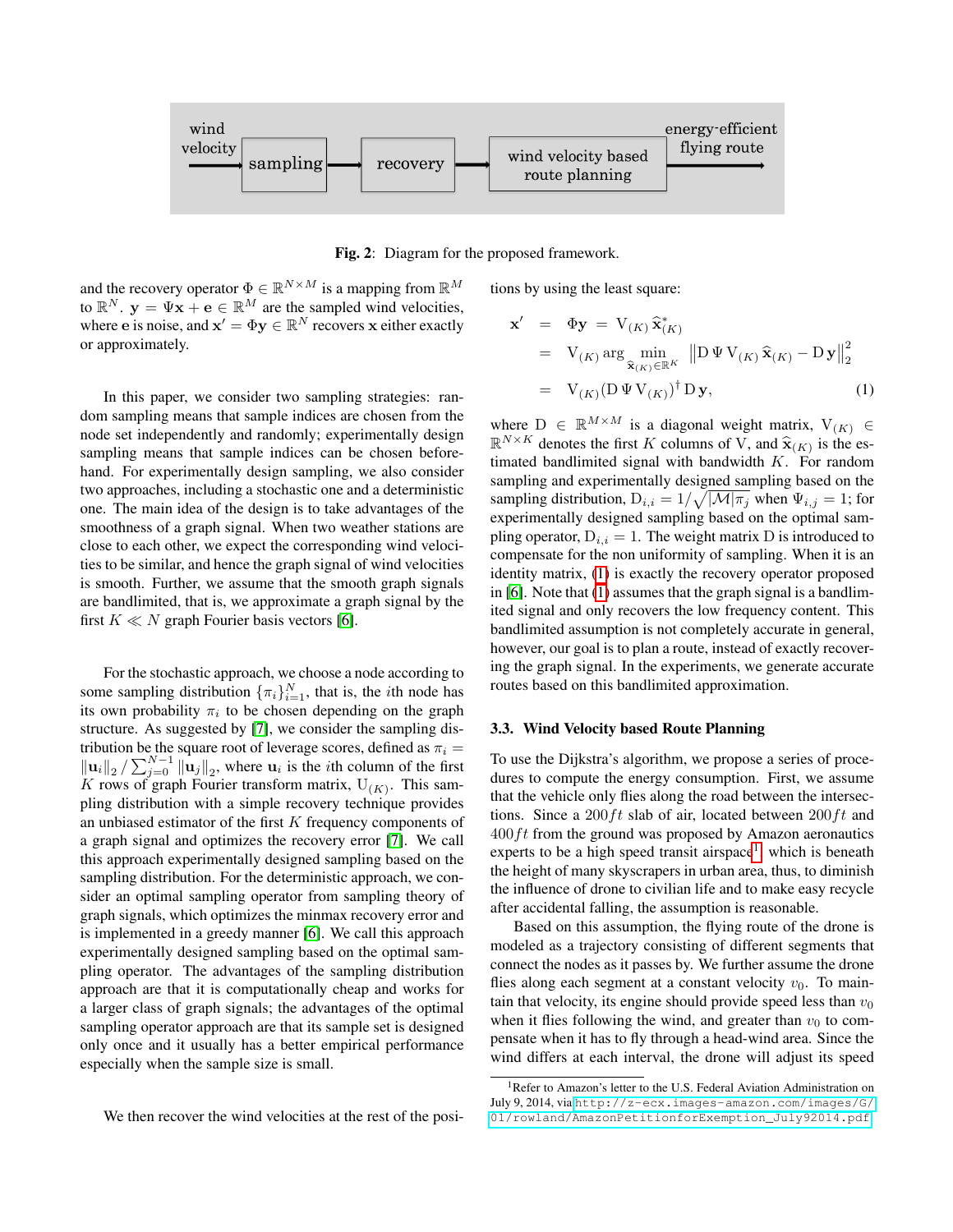Fig. 2: Diagram for the proposed framework.

and the recovery operator $\Phi \in \mathbb{R}^{N \times M}$ is a mapping from $\mathbb{R}^M$ to $\mathbb{R}^N$. $\mathbf{y} = \Psi \mathbf{x} + \mathbf{e} \in \mathbb{R}^M$ are the sampled wind velocities, where $\mathbf{e}$ is noise, and $\mathbf{x}' = \Phi \mathbf{y} \in \mathbb{R}^N$ recovers $\mathbf{x}$ either exactly or approximately.

In this paper, we consider two sampling strategies: random sampling means that sample indices are chosen from the node set independently and randomly; experimentally design sampling means that sample indices can be chosen beforehand. For experimentally design sampling, we also consider two approaches, including a stochastic one and a deterministic one. The main idea of the design is to take advantages of the smoothness of a graph signal. When two weather stations are close to each other, we expect the corresponding wind velocities to be similar, and hence the graph signal of wind velocities is smooth. Further, we assume that the smooth graph signals are bandlimited, that is, we approximate a graph signal by the first $K \ll N$ graph Fourier basis vectors [6].

For the stochastic approach, we choose a node according to some sampling distribution $\{\pi_i\}_{i=1}^N$, that is, the $i$th node has its own probability $\pi_i$ to be chosen depending on the graph structure. As suggested by [7], we consider the sampling distribution be the square root of leverage scores, defined as $\pi_i = \|\mathbf{u}_i\|_2 / \sum_{j=0}^{N-1} \|\mathbf{u}_j\|_2$, where $\mathbf{u}_i$ is the $i$th column of the first $K$ rows of graph Fourier transform matrix, $\mathrm{U}_{(K)}$. This sampling distribution with a simple recovery technique provides an unbiased estimator of the first $K$ frequency components of a graph signal and optimizes the recovery error [7]. We call this approach experimentally designed sampling based on the sampling distribution. For the deterministic approach, we consider an optimal sampling operator from sampling theory of graph signals, which optimizes the minmax recovery error and is implemented in a greedy manner [6]. We call this approach experimentally designed sampling based on the optimal sampling operator. The advantages of the sampling distribution approach are that it is computationally cheap and works for a larger class of graph signals; the advantages of the optimal sampling operator approach are that its sample set is designed only once and it usually has a better empirical performance especially when the sample size is small.

We then recover the wind velocities at the rest of the positions by using the least square:

$$
\begin{aligned}
\mathbf{x}' &= \Phi \mathbf{y} = \mathrm{V}_{(K)} \widehat{\mathbf{x}}^*_{(K)} \\
&= \mathrm{V}_{(K)} \arg \min_{\widehat{\mathbf{x}}_{(K)} \in \mathbb{R}^K} \left\| \mathrm{D} \, \Psi \, \mathrm{V}_{(K)} \widehat{\mathbf{x}}_{(K)} - \mathrm{D} \, \mathbf{y} \right\|_2^2 \\
&= \mathrm{V}_{(K)} (\mathrm{D} \, \Psi \, \mathrm{V}_{(K)})^{\dagger} \, \mathrm{D} \, \mathbf{y}, \qquad (1)
\end{aligned}
$$

where $\mathrm{D} \in \mathbb{R}^{M \times M}$ is a diagonal weight matrix, $\mathrm{V}_{(K)} \in \mathbb{R}^{N \times K}$ denotes the first $K$ columns of $\mathrm{V}$, and $\widehat{\mathbf{x}}_{(K)}$ is the estimated bandlimited signal with bandwidth $K$. For random sampling and experimentally designed sampling based on the sampling distribution, $\mathrm{D}_{i,i} = 1/\sqrt{|\mathcal{M}|\pi_j}$ when $\Psi_{i,j} = 1$; for experimentally designed sampling based on the optimal sampling operator, $\mathrm{D}_{i,i} = 1$. The weight matrix $\mathrm{D}$ is introduced to compensate for the non uniformity of sampling. When it is an identity matrix, (1) is exactly the recovery operator proposed in [6]. Note that (1) assumes that the graph signal is a bandlimited signal and only recovers the low frequency content. This bandlimited assumption is not completely accurate in general, however, our goal is to plan a route, instead of exactly recovering the graph signal. In the experiments, we generate accurate routes based on this bandlimited approximation.

### 3.3. Wind Velocity based Route Planning

To use the Dijkstra's algorithm, we propose a series of procedures to compute the energy consumption. First, we assume that the vehicle only flies along the road between the intersections. Since a $200ft$ slab of air, located between $200ft$ and $400ft$ from the ground was proposed by Amazon aeronautics experts to be a high speed transit airspace[1], which is beneath the height of many skyscrapers in urban area, thus, to diminish the influence of drone to civilian life and to make easy recycle after accidental falling, the assumption is reasonable.

Based on this assumption, the flying route of the drone is modeled as a trajectory consisting of different segments that connect the nodes as it passes by. We further assume the drone flies along each segment at a constant velocity $v_0$. To maintain that velocity, its engine should provide speed less than $v_0$ when it flies following the wind, and greater than $v_0$ to compensate when it has to fly through a head-wind area. Since the wind differs at each interval, the drone will adjust its speed

[1] Refer to Amazon's letter to the U.S. Federal Aviation Administration on July 9, 2014, via http://z-ecx.images-amazon.com/images/G/01/rowland/AmazonPetitionforExemption_July92014.pdf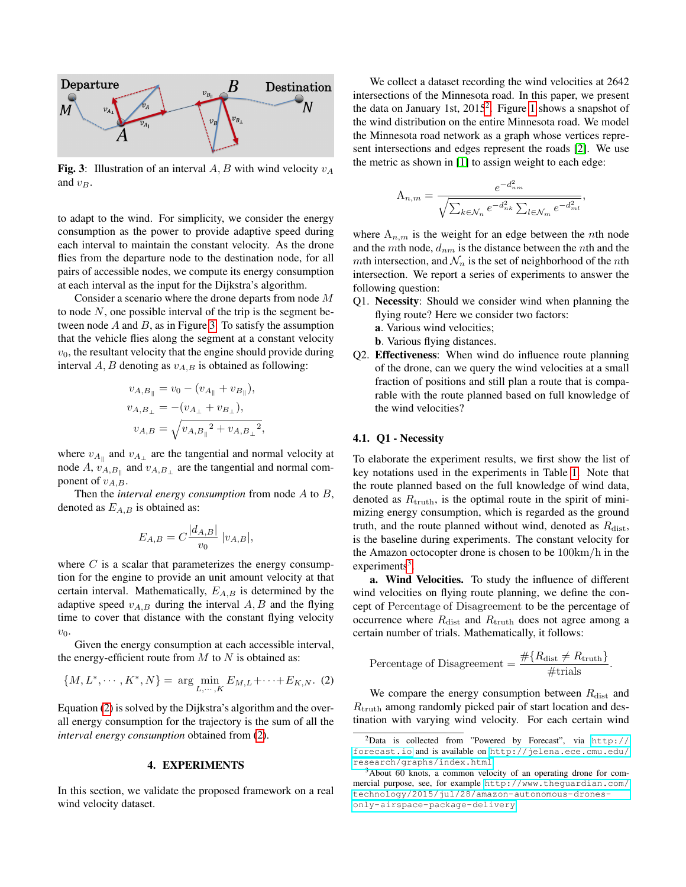**Fig. 3**: Illustration of an interval $A, B$ with wind velocity $v_A$ and $v_B$.

to adapt to the wind. For simplicity, we consider the energy consumption as the power to provide adaptive speed during each interval to maintain the constant velocity. As the drone flies from the departure node to the destination node, for all pairs of accessible nodes, we compute its energy consumption at each interval as the input for the Dijkstra's algorithm.

Consider a scenario where the drone departs from node $M$ to node $N$, one possible interval of the trip is the segment between node $A$ and $B$, as in Figure 3. To satisfy the assumption that the vehicle flies along the segment at a constant velocity $v_0$, the resultant velocity that the engine should provide during interval $A, B$ denoting as $v_{A,B}$ is obtained as following:

$$v_{A,B_\parallel} = v_0 - (v_{A_\parallel} + v_{B_\parallel}),$$
$$v_{A,B_\perp} = -(v_{A_\perp} + v_{B_\perp}),$$
$$v_{A,B} = \sqrt{{v_{A,B_\parallel}}^2 + {v_{A,B_\perp}}^2},$$

where $v_{A_\parallel}$ and $v_{A_\perp}$ are the tangential and normal velocity at node $A$, $v_{A,B_\parallel}$ and $v_{A,B_\perp}$ are the tangential and normal component of $v_{A,B}$.

Then the *interval energy consumption* from node $A$ to $B$, denoted as $E_{A,B}$ is obtained as:

$$E_{A,B} = C\frac{|d_{A,B}|}{v_0}\,|v_{A,B}|,$$

where $C$ is a scalar that parameterizes the energy consumption for the engine to provide an unit amount velocity at that certain interval. Mathematically, $E_{A,B}$ is determined by the adaptive speed $v_{A,B}$ during the interval $A, B$ and the flying time to cover that distance with the constant flying velocity $v_0$.

Given the energy consumption at each accessible interval, the energy-efficient route from $M$ to $N$ is obtained as:

$$\{M, L^*, \cdots, K^*, N\} = \arg \min_{L,\cdots,K} E_{M,L} + \cdots + E_{K,N}. \quad (2)$$

Equation (2) is solved by the Dijkstra's algorithm and the overall energy consumption for the trajectory is the sum of all the *interval energy consumption* obtained from (2).

## 4. EXPERIMENTS

In this section, we validate the proposed framework on a real wind velocity dataset.

We collect a dataset recording the wind velocities at 2642 intersections of the Minnesota road. In this paper, we present the data on January 1st, 2015[2]. Figure 1 shows a snapshot of the wind distribution on the entire Minnesota road. We model the Minnesota road network as a graph whose vertices represent intersections and edges represent the roads [2]. We use the metric as shown in [1] to assign weight to each edge:

$$\mathrm{A}_{n,m} = \frac{e^{-d_{nm}^2}}{\sqrt{\sum_{k\in\mathcal{N}_n} e^{-d_{nk}^2} \sum_{l\in\mathcal{N}_m} e^{-d_{ml}^2}}},$$

where $\mathrm{A}_{n,m}$ is the weight for an edge between the $n$th node and the $m$th node, $d_{nm}$ is the distance between the $n$th and the $m$th intersection, and $\mathcal{N}_n$ is the set of neighborhood of the $n$th intersection. We report a series of experiments to answer the following question:

Q1. **Necessity**: Should we consider wind when planning the flying route? Here we consider two factors:
   **a**. Various wind velocities;
   **b**. Various flying distances.

Q2. **Effectiveness**: When wind do influence route planning of the drone, can we query the wind velocities at a small fraction of positions and still plan a route that is comparable with the route planned based on full knowledge of the wind velocities?

### 4.1. Q1 - Necessity

To elaborate the experiment results, we first show the list of key notations used in the experiments in Table 1. Note that the route planned based on the full knowledge of wind data, denoted as $R_{\text{truth}}$, is the optimal route in the spirit of minimizing energy consumption, which is regarded as the ground truth, and the route planned without wind, denoted as $R_{\text{dist}}$, is the baseline during experiments. The constant velocity for the Amazon octocopter drone is chosen to be $100\text{km/h}$ in the experiments[3].

**a. Wind Velocities.** To study the influence of different wind velocities on flying route planning, we define the concept of Percentage of Disagreement to be the percentage of occurrence where $R_{\text{dist}}$ and $R_{\text{truth}}$ does not agree among a certain number of trials. Mathematically, it follows:

$$\text{Percentage of Disagreement} = \frac{\#\{R_{\text{dist}} \neq R_{\text{truth}}\}}{\#\text{trials}}.$$

We compare the energy consumption between $R_{\text{dist}}$ and $R_{\text{truth}}$ among randomly picked pair of start location and destination with varying wind velocity. For each certain wind

[2] Data is collected from "Powered by Forecast", via http://forecast.io and is available on http://jelena.ece.cmu.edu/research/graphs/index.html

[3] About 60 knots, a common velocity of an operating drone for commercial purpose, see, for example http://www.theguardian.com/technology/2015/jul/28/amazon-autonomous-drones-only-airspace-package-delivery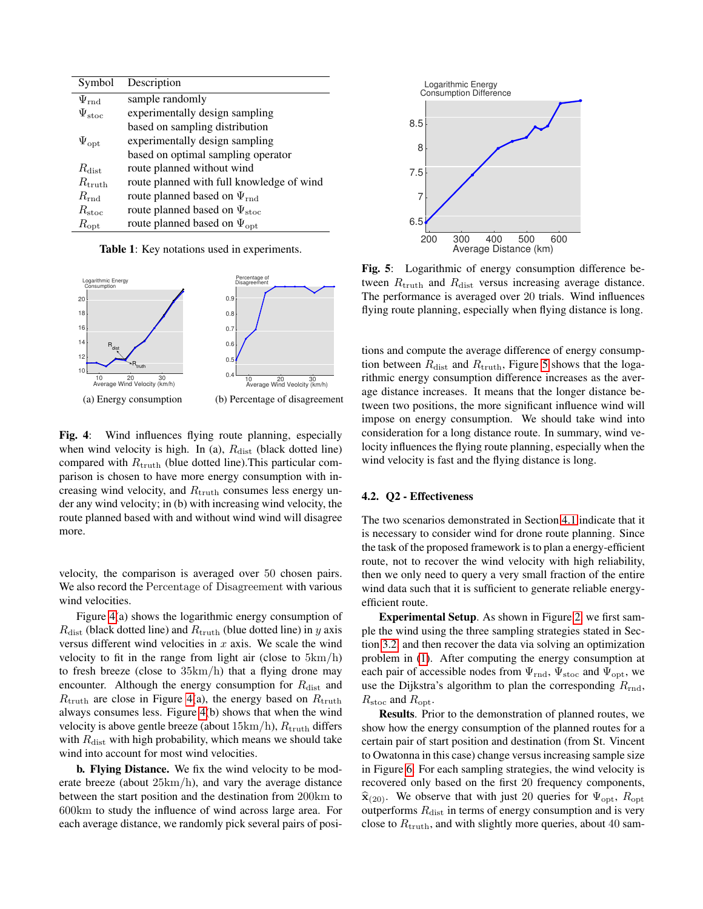| Symbol | Description |
|---|---|
| $\Psi_{\mathrm{rnd}}$ | sample randomly |
| $\Psi_{\mathrm{stoc}}$ | experimentally design sampling based on sampling distribution |
| $\Psi_{\mathrm{opt}}$ | experimentally design sampling based on optimal sampling operator |
| $R_{\mathrm{dist}}$ | route planned without wind |
| $R_{\mathrm{truth}}$ | route planned with full knowledge of wind |
| $R_{\mathrm{rnd}}$ | route planned based on $\Psi_{\mathrm{rnd}}$ |
| $R_{\mathrm{stoc}}$ | route planned based on $\Psi_{\mathrm{stoc}}$ |
| $R_{\mathrm{opt}}$ | route planned based on $\Psi_{\mathrm{opt}}$ |

**Table 1**: Key notations used in experiments.

(a) Energy consumption

(b) Percentage of disagreement

**Fig. 4**: Wind influences flying route planning, especially when wind velocity is high. In (a), $R_{\mathrm{dist}}$ (black dotted line) compared with $R_{\mathrm{truth}}$ (blue dotted line).This particular comparison is chosen to have more energy consumption with increasing wind velocity, and $R_{\mathrm{truth}}$ consumes less energy under any wind velocity; in (b) with increasing wind velocity, the route planned based with and without wind wind will disagree more.

velocity, the comparison is averaged over 50 chosen pairs. We also record the Percentage of Disagreement with various wind velocities.

Figure 4(a) shows the logarithmic energy consumption of $R_{\mathrm{dist}}$ (black dotted line) and $R_{\mathrm{truth}}$ (blue dotted line) in $y$ axis versus different wind velocities in $x$ axis. We scale the wind velocity to fit in the range from light air (close to $5\mathrm{km/h}$) to fresh breeze (close to $35\mathrm{km/h}$) that a flying drone may encounter. Although the energy consumption for $R_{\mathrm{dist}}$ and $R_{\mathrm{truth}}$ are close in Figure 4(a), the energy based on $R_{\mathrm{truth}}$ always consumes less. Figure 4(b) shows that when the wind velocity is above gentle breeze (about $15\mathrm{km/h}$), $R_{\mathrm{truth}}$ differs with $R_{\mathrm{dist}}$ with high probability, which means we should take wind into account for most wind velocities.

**b. Flying Distance.** We fix the wind velocity to be moderate breeze (about $25\mathrm{km/h}$), and vary the average distance between the start position and the destination from 200km to 600km to study the influence of wind across large area. For each average distance, we randomly pick several pairs of positions and compute the average difference of energy consumption between $R_{\mathrm{dist}}$ and $R_{\mathrm{truth}}$, Figure 5 shows that the logarithmic energy consumption difference increases as the average distance increases. It means that the longer distance between two positions, the more significant influence wind will impose on energy consumption. We should take wind into consideration for a long distance route. In summary, wind velocity influences the flying route planning, especially when the wind velocity is fast and the flying distance is long.

**Fig. 5**: Logarithmic of energy consumption difference between $R_{\mathrm{truth}}$ and $R_{\mathrm{dist}}$ versus increasing average distance. The performance is averaged over 20 trials. Wind influences flying route planning, especially when flying distance is long.

### 4.2. Q2 - Effectiveness

The two scenarios demonstrated in Section 4.1 indicate that it is necessary to consider wind for drone route planning. Since the task of the proposed framework is to plan a energy-efficient route, not to recover the wind velocity with high reliability, then we only need to query a very small fraction of the entire wind data such that it is sufficient to generate reliable energy-efficient route.

**Experimental Setup**. As shown in Figure 2, we first sample the wind using the three sampling strategies stated in Section 3.2, and then recover the data via solving an optimization problem in (1). After computing the energy consumption at each pair of accessible nodes from $\Psi_{\mathrm{rnd}}$, $\Psi_{\mathrm{stoc}}$ and $\Psi_{\mathrm{opt}}$, we use the Dijkstra's algorithm to plan the corresponding $R_{\mathrm{rnd}}$, $R_{\mathrm{stoc}}$ and $R_{\mathrm{opt}}$.

**Results**. Prior to the demonstration of planned routes, we show how the energy consumption of the planned routes for a certain pair of start position and destination (from St. Vincent to Owatonna in this case) change versus increasing sample size in Figure 6. For each sampling strategies, the wind velocity is recovered only based on the first 20 frequency components, $\widehat{\mathbf{x}}_{(20)}$. We observe that with just 20 queries for $\Psi_{\mathrm{opt}}$, $R_{\mathrm{opt}}$ outperforms $R_{\mathrm{dist}}$ in terms of energy consumption and is very close to $R_{\mathrm{truth}}$, and with slightly more queries, about 40 sam-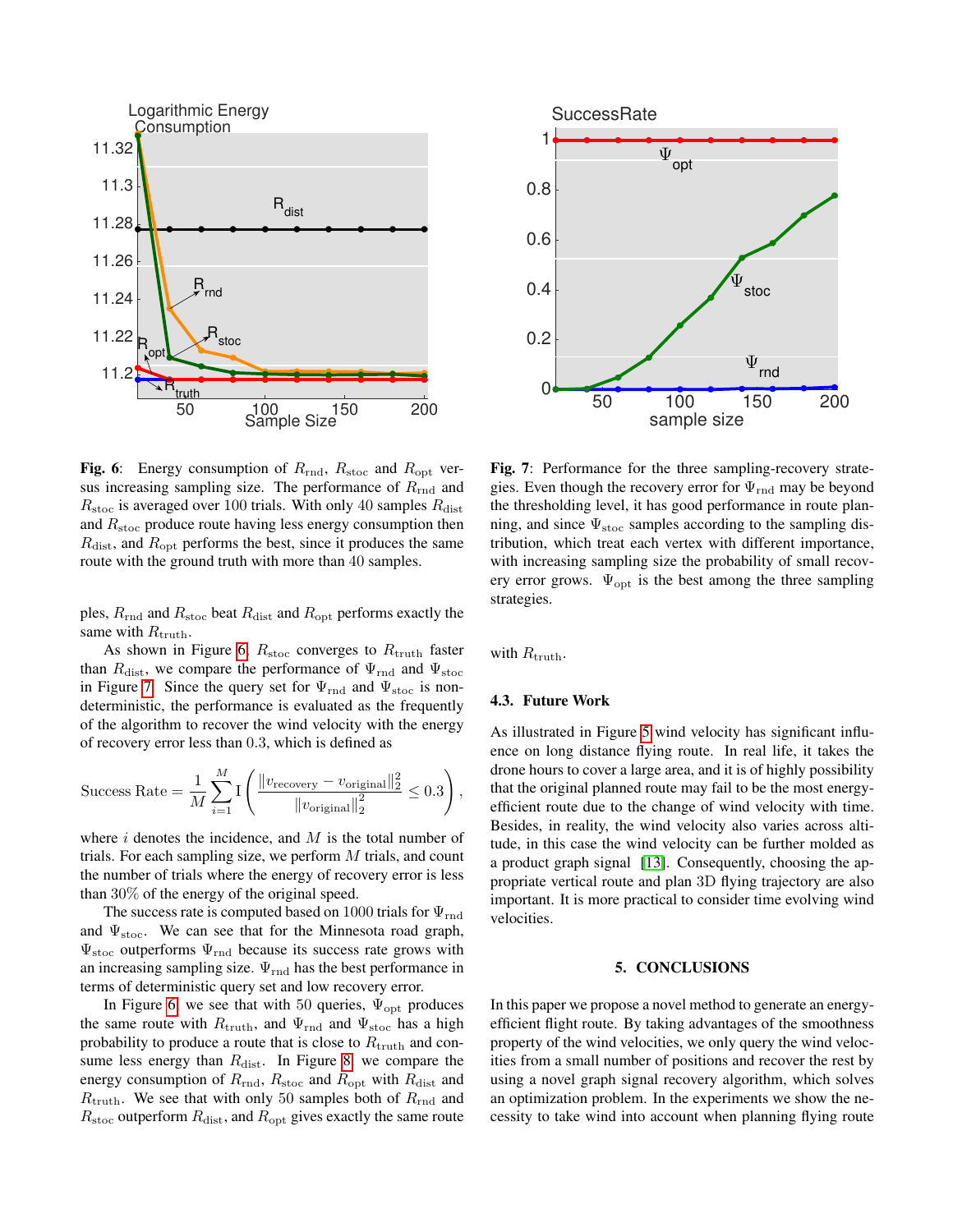**Fig. 6**: Energy consumption of $R_{\text{rnd}}$, $R_{\text{stoc}}$ and $R_{\text{opt}}$ versus increasing sampling size. The performance of $R_{\text{rnd}}$ and $R_{\text{stoc}}$ is averaged over 100 trials. With only 40 samples $R_{\text{dist}}$ and $R_{\text{stoc}}$ produce route having less energy consumption then $R_{\text{dist}}$, and $R_{\text{opt}}$ performs the best, since it produces the same route with the ground truth with more than 40 samples.

**Fig. 7**: Performance for the three sampling-recovery strategies. Even though the recovery error for $\Psi_{\text{rnd}}$ may be beyond the thresholding level, it has good performance in route planning, and since $\Psi_{\text{stoc}}$ samples according to the sampling distribution, which treat each vertex with different importance, with increasing sampling size the probability of small recovery error grows. $\Psi_{\text{opt}}$ is the best among the three sampling strategies.

ples, $R_{\text{rnd}}$ and $R_{\text{stoc}}$ beat $R_{\text{dist}}$ and $R_{\text{opt}}$ performs exactly the same with $R_{\text{truth}}$.

As shown in Figure 6, $R_{\text{stoc}}$ converges to $R_{\text{truth}}$ faster than $R_{\text{dist}}$, we compare the performance of $\Psi_{\text{rnd}}$ and $\Psi_{\text{stoc}}$ in Figure 7. Since the query set for $\Psi_{\text{rnd}}$ and $\Psi_{\text{stoc}}$ is non-deterministic, the performance is evaluated as the frequently of the algorithm to recover the wind velocity with the energy of recovery error less than 0.3, which is defined as

$$\text{Success Rate} = \frac{1}{M}\sum_{i=1}^{M} \text{I}\left(\frac{\|v_{\text{recovery}} - v_{\text{original}}\|_2^2}{\|v_{\text{original}}\|_2^2} \leq 0.3\right),$$

where $i$ denotes the incidence, and $M$ is the total number of trials. For each sampling size, we perform $M$ trials, and count the number of trials where the energy of recovery error is less than 30% of the energy of the original speed.

The success rate is computed based on 1000 trials for $\Psi_{\text{rnd}}$ and $\Psi_{\text{stoc}}$. We can see that for the Minnesota road graph, $\Psi_{\text{stoc}}$ outperforms $\Psi_{\text{rnd}}$ because its success rate grows with an increasing sampling size. $\Psi_{\text{rnd}}$ has the best performance in terms of deterministic query set and low recovery error.

In Figure 6, we see that with 50 queries, $\Psi_{\text{opt}}$ produces the same route with $R_{\text{truth}}$, and $\Psi_{\text{rnd}}$ and $\Psi_{\text{stoc}}$ has a high probability to produce a route that is close to $R_{\text{truth}}$ and consume less energy than $R_{\text{dist}}$. In Figure 8, we compare the energy consumption of $R_{\text{rnd}}$, $R_{\text{stoc}}$ and $R_{\text{opt}}$ with $R_{\text{dist}}$ and $R_{\text{truth}}$. We see that with only 50 samples both of $R_{\text{rnd}}$ and $R_{\text{stoc}}$ outperform $R_{\text{dist}}$, and $R_{\text{opt}}$ gives exactly the same route with $R_{\text{truth}}$.

### 4.3. Future Work

As illustrated in Figure 5 wind velocity has significant influence on long distance flying route. In real life, it takes the drone hours to cover a large area, and it is of highly possibility that the original planned route may fail to be the most energy-efficient route due to the change of wind velocity with time. Besides, in reality, the wind velocity also varies across altitude, in this case the wind velocity can be further molded as a product graph signal [13]. Consequently, choosing the appropriate vertical route and plan 3D flying trajectory are also important. It is more practical to consider time evolving wind velocities.

## 5. CONCLUSIONS

In this paper we propose a novel method to generate an energy-efficient flight route. By taking advantages of the smoothness property of the wind velocities, we only query the wind velocities from a small number of positions and recover the rest by using a novel graph signal recovery algorithm, which solves an optimization problem. In the experiments we show the necessity to take wind into account when planning flying route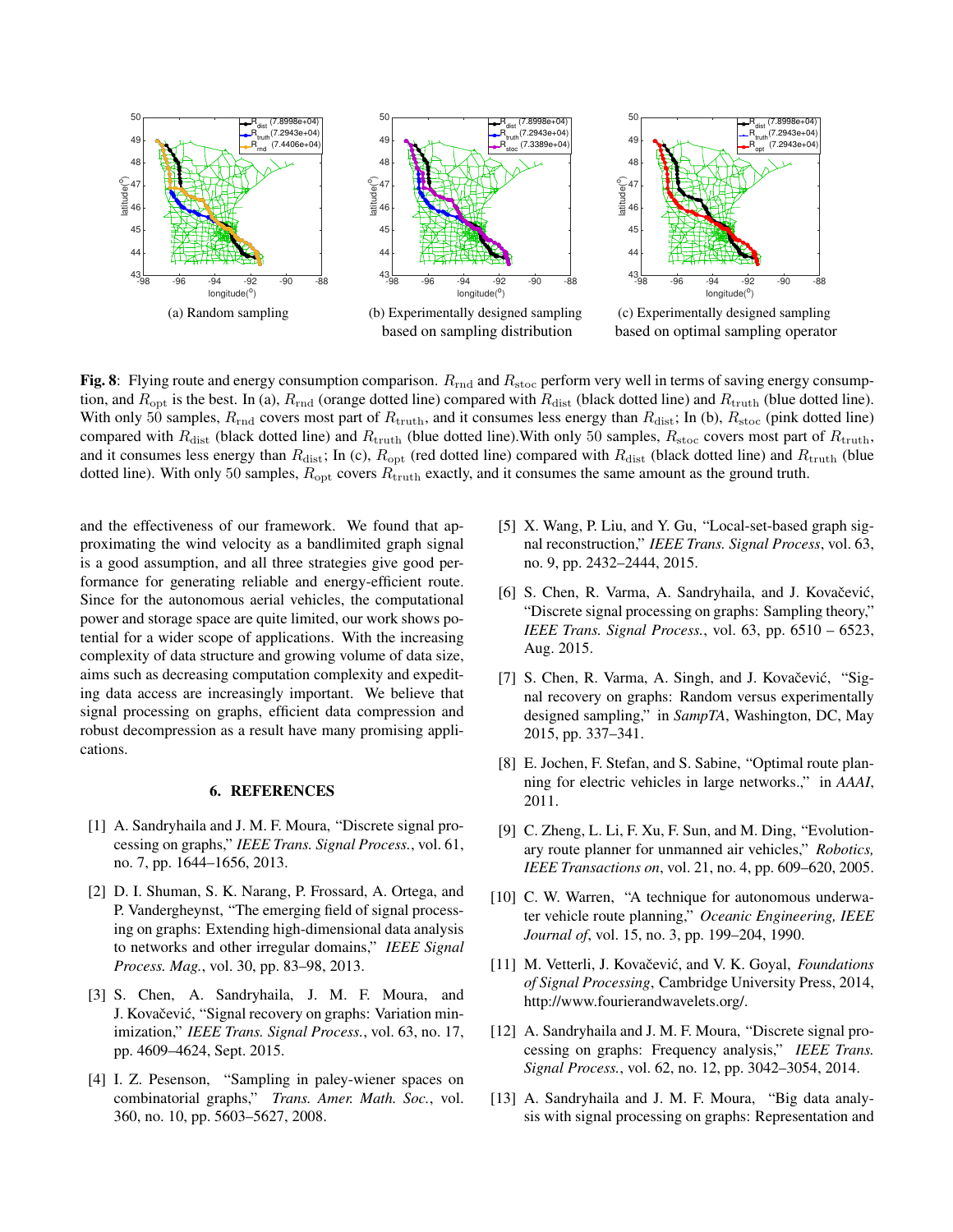(a) Random sampling

(b) Experimentally designed sampling based on sampling distribution

(c) Experimentally designed sampling based on optimal sampling operator

**Fig. 8**: Flying route and energy consumption comparison. $R_{\rm rnd}$ and $R_{\rm stoc}$ perform very well in terms of saving energy consumption, and $R_{\rm opt}$ is the best. In (a), $R_{\rm rnd}$ (orange dotted line) compared with $R_{\rm dist}$ (black dotted line) and $R_{\rm truth}$ (blue dotted line). With only 50 samples, $R_{\rm rnd}$ covers most part of $R_{\rm truth}$, and it consumes less energy than $R_{\rm dist}$; In (b), $R_{\rm stoc}$ (pink dotted line) compared with $R_{\rm dist}$ (black dotted line) and $R_{\rm truth}$ (blue dotted line).With only 50 samples, $R_{\rm stoc}$ covers most part of $R_{\rm truth}$, and it consumes less energy than $R_{\rm dist}$; In (c), $R_{\rm opt}$ (red dotted line) compared with $R_{\rm dist}$ (black dotted line) and $R_{\rm truth}$ (blue dotted line). With only 50 samples, $R_{\rm opt}$ covers $R_{\rm truth}$ exactly, and it consumes the same amount as the ground truth.

and the effectiveness of our framework. We found that approximating the wind velocity as a bandlimited graph signal is a good assumption, and all three strategies give good performance for generating reliable and energy-efficient route. Since for the autonomous aerial vehicles, the computational power and storage space are quite limited, our work shows potential for a wider scope of applications. With the increasing complexity of data structure and growing volume of data size, aims such as decreasing computation complexity and expediting data access are increasingly important. We believe that signal processing on graphs, efficient data compression and robust decompression as a result have many promising applications.

## 6. REFERENCES

[1] A. Sandryhaila and J. M. F. Moura, "Discrete signal processing on graphs," *IEEE Trans. Signal Process.*, vol. 61, no. 7, pp. 1644–1656, 2013.

[2] D. I. Shuman, S. K. Narang, P. Frossard, A. Ortega, and P. Vandergheynst, "The emerging field of signal processing on graphs: Extending high-dimensional data analysis to networks and other irregular domains," *IEEE Signal Process. Mag.*, vol. 30, pp. 83–98, 2013.

[3] S. Chen, A. Sandryhaila, J. M. F. Moura, and J. Kovačević, "Signal recovery on graphs: Variation minimization," *IEEE Trans. Signal Process.*, vol. 63, no. 17, pp. 4609–4624, Sept. 2015.

[4] I. Z. Pesenson, "Sampling in paley-wiener spaces on combinatorial graphs," *Trans. Amer. Math. Soc.*, vol. 360, no. 10, pp. 5603–5627, 2008.

[5] X. Wang, P. Liu, and Y. Gu, "Local-set-based graph signal reconstruction," *IEEE Trans. Signal Process*, vol. 63, no. 9, pp. 2432–2444, 2015.

[6] S. Chen, R. Varma, A. Sandryhaila, and J. Kovačević, "Discrete signal processing on graphs: Sampling theory," *IEEE Trans. Signal Process.*, vol. 63, pp. 6510 – 6523, Aug. 2015.

[7] S. Chen, R. Varma, A. Singh, and J. Kovačević, "Signal recovery on graphs: Random versus experimentally designed sampling," in *SampTA*, Washington, DC, May 2015, pp. 337–341.

[8] E. Jochen, F. Stefan, and S. Sabine, "Optimal route planning for electric vehicles in large networks.," in *AAAI*, 2011.

[9] C. Zheng, L. Li, F. Xu, F. Sun, and M. Ding, "Evolutionary route planner for unmanned air vehicles," *Robotics, IEEE Transactions on*, vol. 21, no. 4, pp. 609–620, 2005.

[10] C. W. Warren, "A technique for autonomous underwater vehicle route planning," *Oceanic Engineering, IEEE Journal of*, vol. 15, no. 3, pp. 199–204, 1990.

[11] M. Vetterli, J. Kovačević, and V. K. Goyal, *Foundations of Signal Processing*, Cambridge University Press, 2014, http://www.fourierandwavelets.org/.

[12] A. Sandryhaila and J. M. F. Moura, "Discrete signal processing on graphs: Frequency analysis," *IEEE Trans. Signal Process.*, vol. 62, no. 12, pp. 3042–3054, 2014.

[13] A. Sandryhaila and J. M. F. Moura, "Big data analysis with signal processing on graphs: Representation and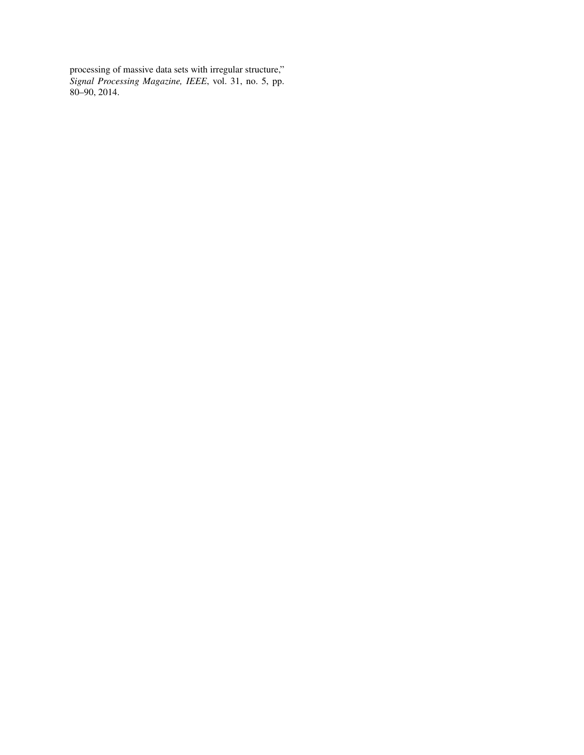processing of massive data sets with irregular structure," *Signal Processing Magazine, IEEE*, vol. 31, no. 5, pp. 80–90, 2014.